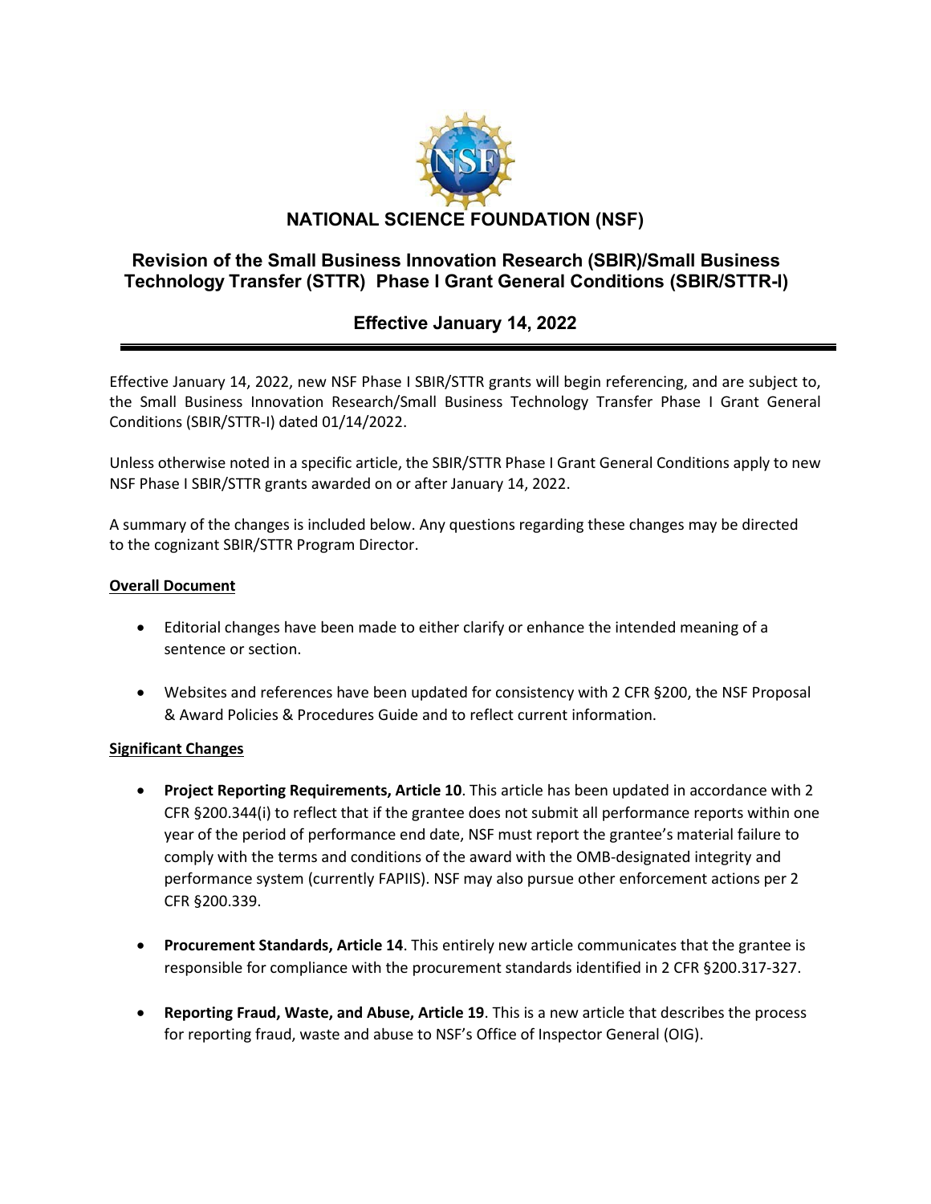# NATIONAL SCIENCE FOUNDATION (NSF)

## Revision of the Small Business Innovation Research (SBIR)/Small Business Technology Transfer (STTR) Phase I Grant General Conditions (SBIR/STTR-I)

### Effective January 14, 2022

---

Effective January 14, 2022, new NSF Phase I SBIR/STTR grants will begin referencing, and are subject to, the Small Business Innovation Research/Small Business Technology Transfer Phase I Grant General Conditions (SBIR/STTR-I) dated 01/14/2022.

Unless otherwise noted in a specific article, the SBIR/STTR Phase I Grant General Conditions apply to new NSF Phase I SBIR/STTR grants awarded on or after January 14, 2022.

A summary of the changes is included below. Any questions regarding these changes may be directed to the cognizant SBIR/STTR Program Director.

**Overall Document**

- Editorial changes have been made to either clarify or enhance the intended meaning of a sentence or section.
- Websites and references have been updated for consistency with 2 CFR §200, the NSF Proposal & Award Policies & Procedures Guide and to reflect current information.

**Significant Changes**

- **Project Reporting Requirements, Article 10**. This article has been updated in accordance with 2 CFR §200.344(i) to reflect that if the grantee does not submit all performance reports within one year of the period of performance end date, NSF must report the grantee's material failure to comply with the terms and conditions of the award with the OMB-designated integrity and performance system (currently FAPIIS). NSF may also pursue other enforcement actions per 2 CFR §200.339.
- **Procurement Standards, Article 14**. This entirely new article communicates that the grantee is responsible for compliance with the procurement standards identified in 2 CFR §200.317-327.
- **Reporting Fraud, Waste, and Abuse, Article 19**. This is a new article that describes the process for reporting fraud, waste and abuse to NSF's Office of Inspector General (OIG).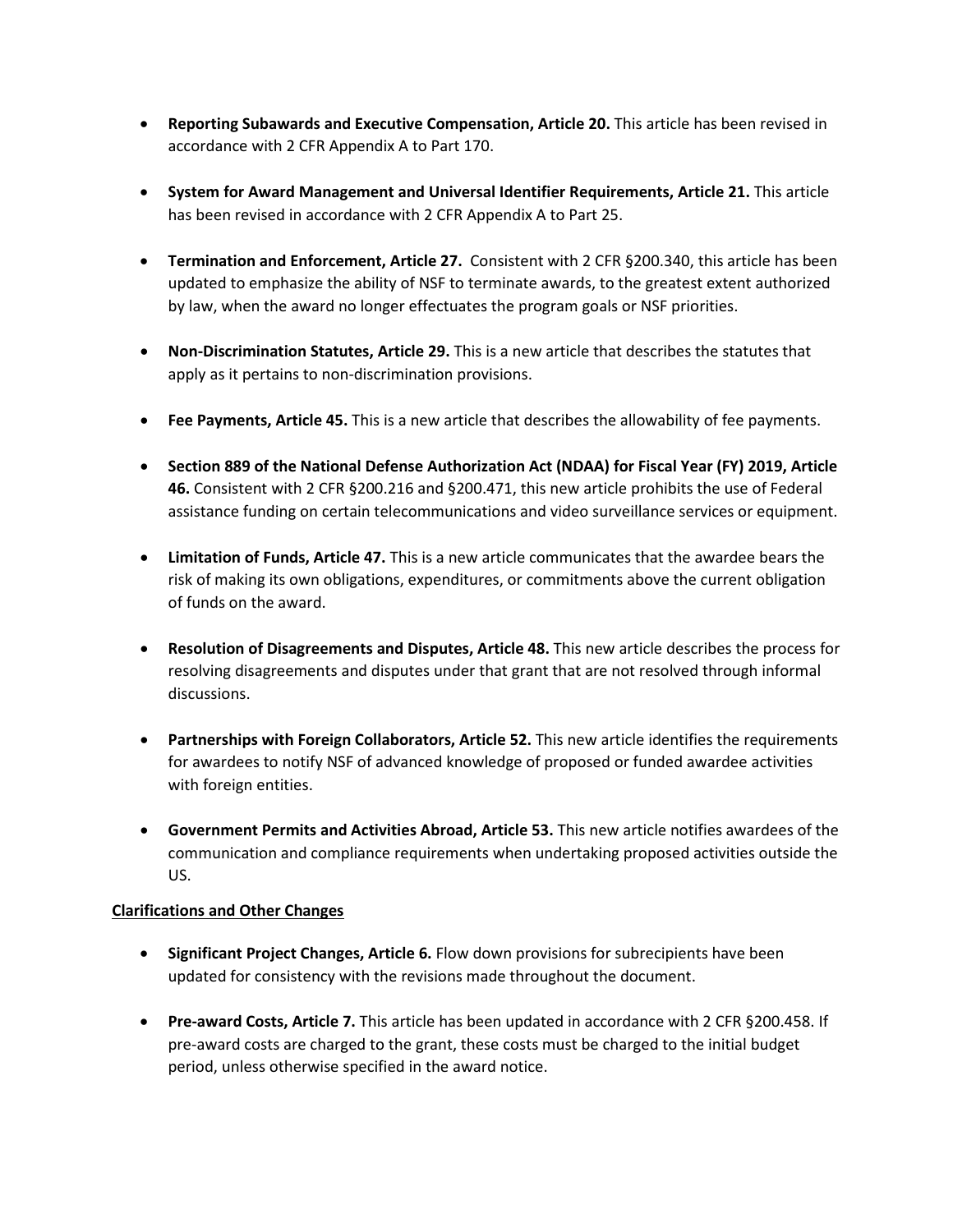- **Reporting Subawards and Executive Compensation, Article 20.** This article has been revised in accordance with 2 CFR Appendix A to Part 170.

- **System for Award Management and Universal Identifier Requirements, Article 21.** This article has been revised in accordance with 2 CFR Appendix A to Part 25.

- **Termination and Enforcement, Article 27.** Consistent with 2 CFR §200.340, this article has been updated to emphasize the ability of NSF to terminate awards, to the greatest extent authorized by law, when the award no longer effectuates the program goals or NSF priorities.

- **Non-Discrimination Statutes, Article 29.** This is a new article that describes the statutes that apply as it pertains to non-discrimination provisions.

- **Fee Payments, Article 45.** This is a new article that describes the allowability of fee payments.

- **Section 889 of the National Defense Authorization Act (NDAA) for Fiscal Year (FY) 2019, Article 46.** Consistent with 2 CFR §200.216 and §200.471, this new article prohibits the use of Federal assistance funding on certain telecommunications and video surveillance services or equipment.

- **Limitation of Funds, Article 47.** This is a new article communicates that the awardee bears the risk of making its own obligations, expenditures, or commitments above the current obligation of funds on the award.

- **Resolution of Disagreements and Disputes, Article 48.** This new article describes the process for resolving disagreements and disputes under that grant that are not resolved through informal discussions.

- **Partnerships with Foreign Collaborators, Article 52.** This new article identifies the requirements for awardees to notify NSF of advanced knowledge of proposed or funded awardee activities with foreign entities.

- **Government Permits and Activities Abroad, Article 53.** This new article notifies awardees of the communication and compliance requirements when undertaking proposed activities outside the US.

<u>**Clarifications and Other Changes**</u>

- **Significant Project Changes, Article 6.** Flow down provisions for subrecipients have been updated for consistency with the revisions made throughout the document.

- **Pre-award Costs, Article 7.** This article has been updated in accordance with 2 CFR §200.458. If pre-award costs are charged to the grant, these costs must be charged to the initial budget period, unless otherwise specified in the award notice.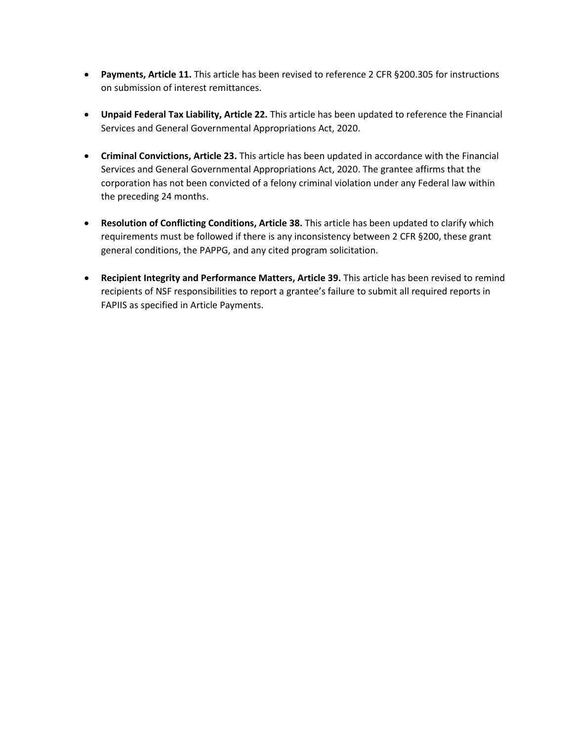- **Payments, Article 11.** This article has been revised to reference 2 CFR §200.305 for instructions on submission of interest remittances.

- **Unpaid Federal Tax Liability, Article 22.** This article has been updated to reference the Financial Services and General Governmental Appropriations Act, 2020.

- **Criminal Convictions, Article 23.** This article has been updated in accordance with the Financial Services and General Governmental Appropriations Act, 2020. The grantee affirms that the corporation has not been convicted of a felony criminal violation under any Federal law within the preceding 24 months.

- **Resolution of Conflicting Conditions, Article 38.** This article has been updated to clarify which requirements must be followed if there is any inconsistency between 2 CFR §200, these grant general conditions, the PAPPG, and any cited program solicitation.

- **Recipient Integrity and Performance Matters, Article 39.** This article has been revised to remind recipients of NSF responsibilities to report a grantee's failure to submit all required reports in FAPIIS as specified in Article Payments.